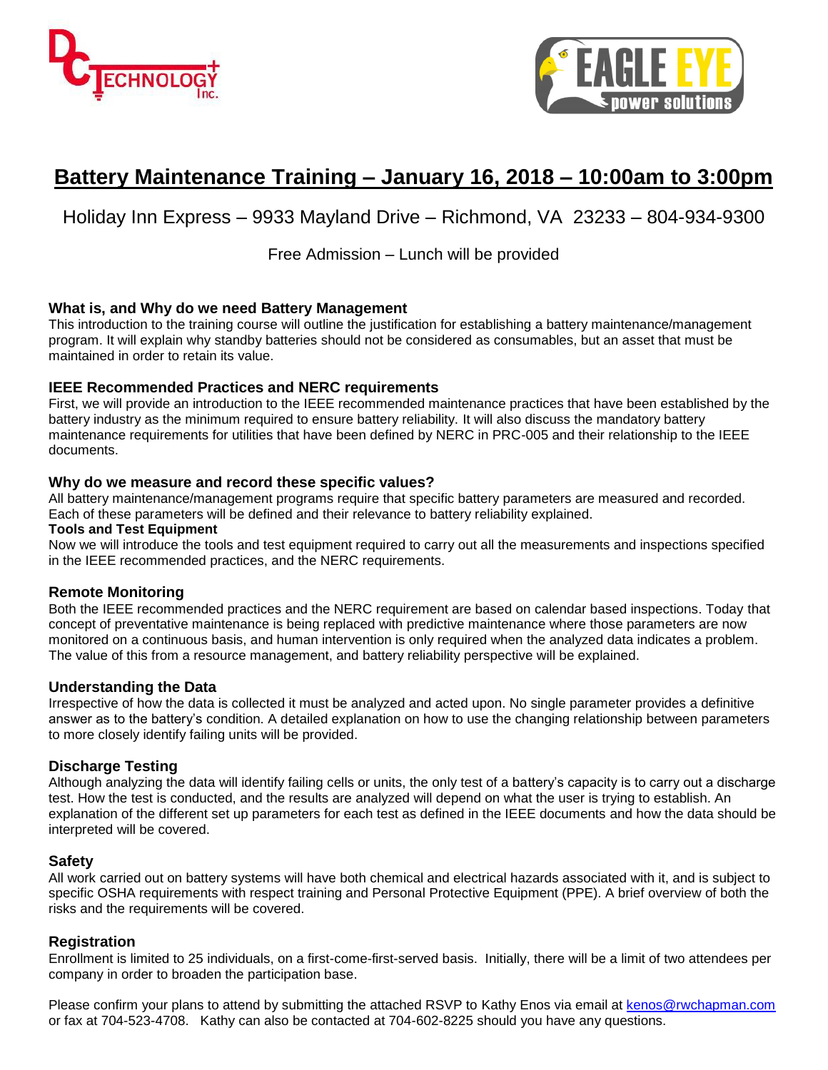DC TECHNOLOGY Inc.

EAGLE EYE power solutions

# Battery Maintenance Training – January 16, 2018 – 10:00am to 3:00pm

Holiday Inn Express – 9933 Mayland Drive – Richmond, VA 23233 – 804-934-9300

Free Admission – Lunch will be provided

### What is, and Why do we need Battery Management

This introduction to the training course will outline the justification for establishing a battery maintenance/management program. It will explain why standby batteries should not be considered as consumables, but an asset that must be maintained in order to retain its value.

### IEEE Recommended Practices and NERC requirements

First, we will provide an introduction to the IEEE recommended maintenance practices that have been established by the battery industry as the minimum required to ensure battery reliability. It will also discuss the mandatory battery maintenance requirements for utilities that have been defined by NERC in PRC-005 and their relationship to the IEEE documents.

### Why do we measure and record these specific values?

All battery maintenance/management programs require that specific battery parameters are measured and recorded. Each of these parameters will be defined and their relevance to battery reliability explained.

**Tools and Test Equipment**

Now we will introduce the tools and test equipment required to carry out all the measurements and inspections specified in the IEEE recommended practices, and the NERC requirements.

### Remote Monitoring

Both the IEEE recommended practices and the NERC requirement are based on calendar based inspections. Today that concept of preventative maintenance is being replaced with predictive maintenance where those parameters are now monitored on a continuous basis, and human intervention is only required when the analyzed data indicates a problem. The value of this from a resource management, and battery reliability perspective will be explained.

### Understanding the Data

Irrespective of how the data is collected it must be analyzed and acted upon. No single parameter provides a definitive answer as to the battery's condition. A detailed explanation on how to use the changing relationship between parameters to more closely identify failing units will be provided.

### Discharge Testing

Although analyzing the data will identify failing cells or units, the only test of a battery's capacity is to carry out a discharge test. How the test is conducted, and the results are analyzed will depend on what the user is trying to establish. An explanation of the different set up parameters for each test as defined in the IEEE documents and how the data should be interpreted will be covered.

### Safety

All work carried out on battery systems will have both chemical and electrical hazards associated with it, and is subject to specific OSHA requirements with respect training and Personal Protective Equipment (PPE). A brief overview of both the risks and the requirements will be covered.

### Registration

Enrollment is limited to 25 individuals, on a first-come-first-served basis. Initially, there will be a limit of two attendees per company in order to broaden the participation base.

Please confirm your plans to attend by submitting the attached RSVP to Kathy Enos via email at kenos@rwchapman.com or fax at 704-523-4708. Kathy can also be contacted at 704-602-8225 should you have any questions.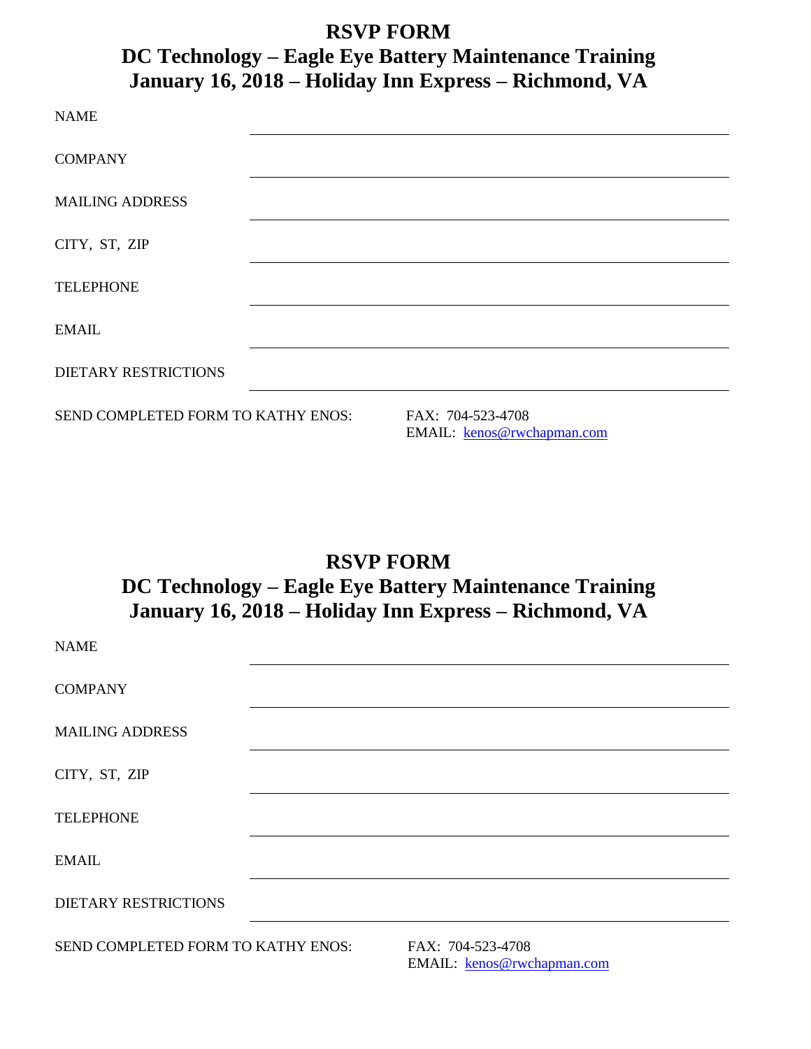# RSVP FORM

## DC Technology – Eagle Eye Battery Maintenance Training

## January 16, 2018 – Holiday Inn Express – Richmond, VA

NAME ______________________________

COMPANY ______________________________

MAILING ADDRESS ______________________________

CITY, ST, ZIP ______________________________

TELEPHONE ______________________________

EMAIL ______________________________

DIETARY RESTRICTIONS ______________________________

SEND COMPLETED FORM TO KATHY ENOS:

FAX: 704-523-4708
EMAIL: kenos@rwchapman.com

# RSVP FORM

## DC Technology – Eagle Eye Battery Maintenance Training

## January 16, 2018 – Holiday Inn Express – Richmond, VA

NAME ______________________________

COMPANY ______________________________

MAILING ADDRESS ______________________________

CITY, ST, ZIP ______________________________

TELEPHONE ______________________________

EMAIL ______________________________

DIETARY RESTRICTIONS ______________________________

SEND COMPLETED FORM TO KATHY ENOS:

FAX: 704-523-4708
EMAIL: kenos@rwchapman.com